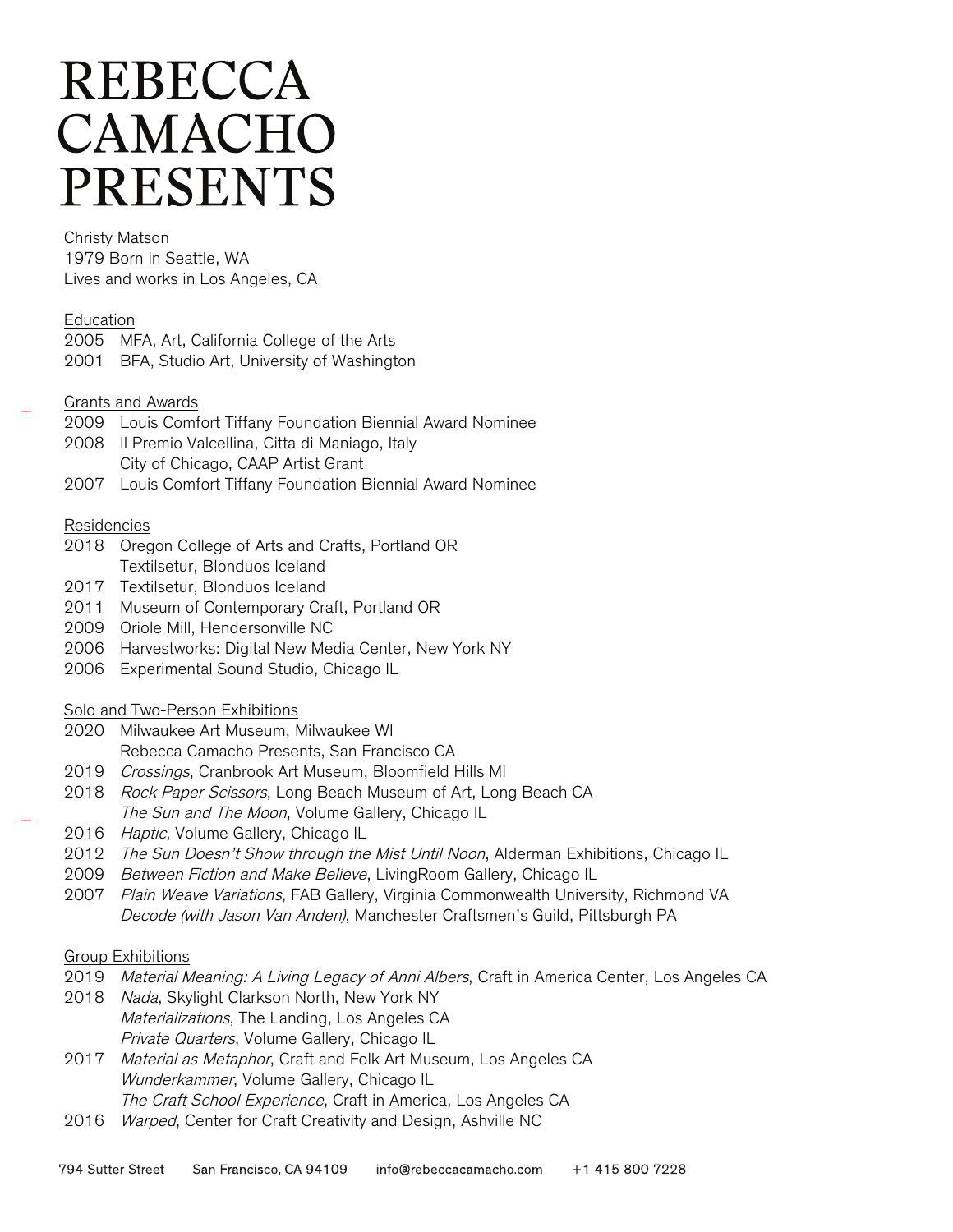# REBECCA CAMACHO PRESENTS

Christy Matson
1979 Born in Seattle, WA
Lives and works in Los Angeles, CA

## Education

2005 MFA, Art, California College of the Arts
2001 BFA, Studio Art, University of Washington

## Grants and Awards

2009 Louis Comfort Tiffany Foundation Biennial Award Nominee
2008 Il Premio Valcellina, Citta di Maniago, Italy
City of Chicago, CAAP Artist Grant
2007 Louis Comfort Tiffany Foundation Biennial Award Nominee

## Residencies

2018 Oregon College of Arts and Crafts, Portland OR
Textilsetur, Blonduos Iceland
2017 Textilsetur, Blonduos Iceland
2011 Museum of Contemporary Craft, Portland OR
2009 Oriole Mill, Hendersonville NC
2006 Harvestworks: Digital New Media Center, New York NY
2006 Experimental Sound Studio, Chicago IL

## Solo and Two-Person Exhibitions

2020 Milwaukee Art Museum, Milwaukee WI
Rebecca Camacho Presents, San Francisco CA
2019 *Crossings*, Cranbrook Art Museum, Bloomfield Hills MI
2018 *Rock Paper Scissors*, Long Beach Museum of Art, Long Beach CA
*The Sun and The Moon*, Volume Gallery, Chicago IL
2016 *Haptic*, Volume Gallery, Chicago IL
2012 *The Sun Doesn't Show through the Mist Until Noon*, Alderman Exhibitions, Chicago IL
2009 *Between Fiction and Make Believe*, LivingRoom Gallery, Chicago IL
2007 *Plain Weave Variations*, FAB Gallery, Virginia Commonwealth University, Richmond VA
*Decode (with Jason Van Anden)*, Manchester Craftsmen's Guild, Pittsburgh PA

## Group Exhibitions

2019 *Material Meaning: A Living Legacy of Anni Albers*, Craft in America Center, Los Angeles CA
2018 *Nada*, Skylight Clarkson North, New York NY
*Materializations*, The Landing, Los Angeles CA
*Private Quarters*, Volume Gallery, Chicago IL
2017 *Material as Metaphor*, Craft and Folk Art Museum, Los Angeles CA
*Wunderkammer*, Volume Gallery, Chicago IL
*The Craft School Experience*, Craft in America, Los Angeles CA
2016 *Warped*, Center for Craft Creativity and Design, Ashville NC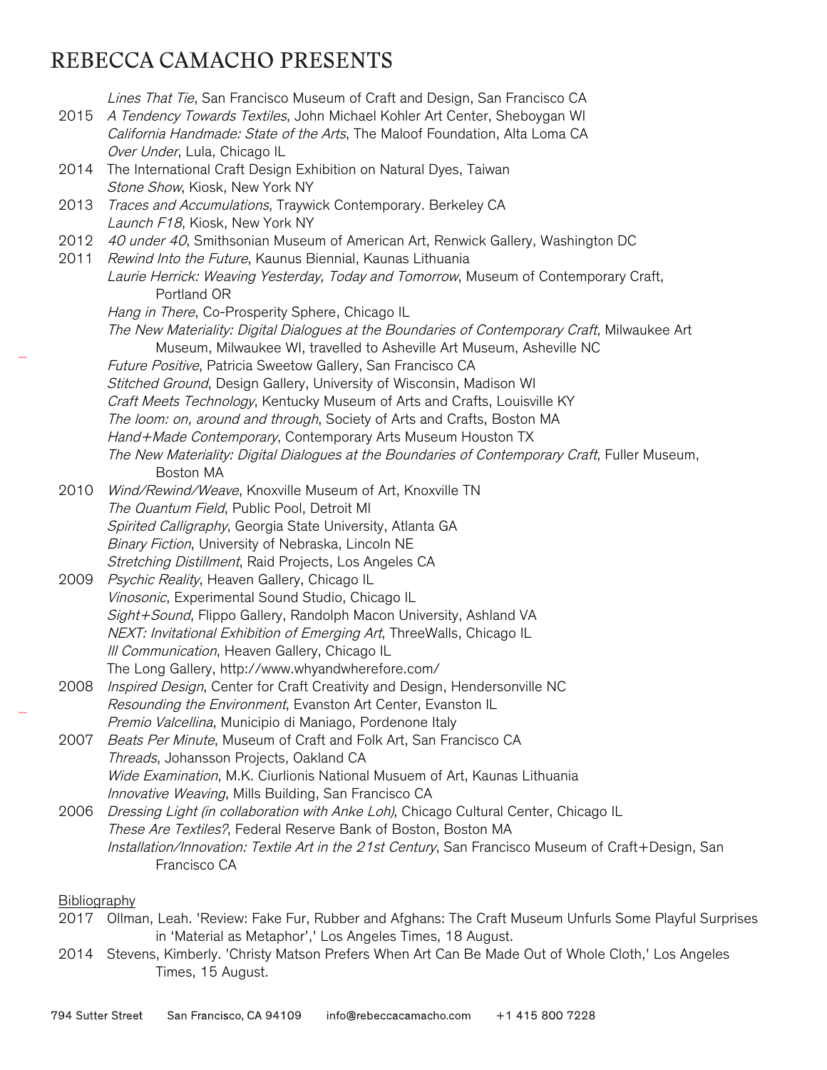# REBECCA CAMACHO PRESENTS

*Lines That Tie*, San Francisco Museum of Craft and Design, San Francisco CA

2015 *A Tendency Towards Textiles*, John Michael Kohler Art Center, Sheboygan WI
*California Handmade: State of the Arts*, The Maloof Foundation, Alta Loma CA
*Over Under*, Lula, Chicago IL

2014 The International Craft Design Exhibition on Natural Dyes, Taiwan
*Stone Show*, Kiosk, New York NY

2013 *Traces and Accumulations*, Traywick Contemporary. Berkeley CA
*Launch F18*, Kiosk, New York NY

2012 *40 under 40*, Smithsonian Museum of American Art, Renwick Gallery, Washington DC

2011 *Rewind Into the Future*, Kaunus Biennial, Kaunas Lithuania
*Laurie Herrick: Weaving Yesterday, Today and Tomorrow*, Museum of Contemporary Craft, Portland OR
*Hang in There*, Co-Prosperity Sphere, Chicago IL
*The New Materiality: Digital Dialogues at the Boundaries of Contemporary Craft*, Milwaukee Art Museum, Milwaukee WI, travelled to Asheville Art Museum, Asheville NC
*Future Positive*, Patricia Sweetow Gallery, San Francisco CA
*Stitched Ground*, Design Gallery, University of Wisconsin, Madison WI
*Craft Meets Technology*, Kentucky Museum of Arts and Crafts, Louisville KY
*The loom: on, around and through*, Society of Arts and Crafts, Boston MA
*Hand+Made Contemporary*, Contemporary Arts Museum Houston TX
*The New Materiality: Digital Dialogues at the Boundaries of Contemporary Craft*, Fuller Museum, Boston MA

2010 *Wind/Rewind/Weave*, Knoxville Museum of Art, Knoxville TN
*The Quantum Field*, Public Pool, Detroit MI
*Spirited Calligraphy*, Georgia State University, Atlanta GA
*Binary Fiction*, University of Nebraska, Lincoln NE
*Stretching Distillment*, Raid Projects, Los Angeles CA

2009 *Psychic Reality*, Heaven Gallery, Chicago IL
*Vinosonic*, Experimental Sound Studio, Chicago IL
*Sight+Sound*, Flippo Gallery, Randolph Macon University, Ashland VA
*NEXT: Invitational Exhibition of Emerging Art*, ThreeWalls, Chicago IL
*Ill Communication*, Heaven Gallery, Chicago IL
The Long Gallery, http://www.whyandwherefore.com/

2008 *Inspired Design*, Center for Craft Creativity and Design, Hendersonville NC
*Resounding the Environment*, Evanston Art Center, Evanston IL
*Premio Valcellina*, Municipio di Maniago, Pordenone Italy

2007 *Beats Per Minute*, Museum of Craft and Folk Art, San Francisco CA
*Threads*, Johansson Projects, Oakland CA
*Wide Examination*, M.K. Ciurlionis National Musuem of Art, Kaunas Lithuania
*Innovative Weaving*, Mills Building, San Francisco CA

2006 *Dressing Light (in collaboration with Anke Loh)*, Chicago Cultural Center, Chicago IL
*These Are Textiles?*, Federal Reserve Bank of Boston, Boston MA
*Installation/Innovation: Textile Art in the 21st Century*, San Francisco Museum of Craft+Design, San Francisco CA

Bibliography

2017 Ollman, Leah. 'Review: Fake Fur, Rubber and Afghans: The Craft Museum Unfurls Some Playful Surprises in 'Material as Metaphor',' Los Angeles Times, 18 August.

2014 Stevens, Kimberly. 'Christy Matson Prefers When Art Can Be Made Out of Whole Cloth,' Los Angeles Times, 15 August.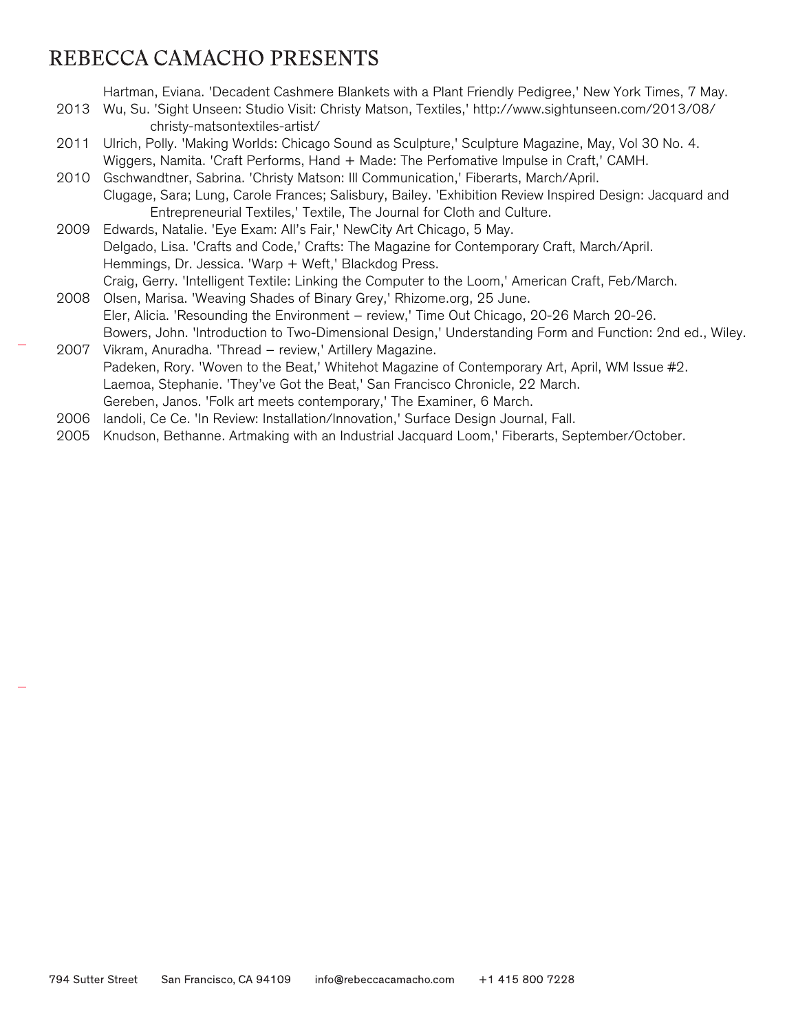Hartman, Eviana. 'Decadent Cashmere Blankets with a Plant Friendly Pedigree,' New York Times, 7 May.

2013 Wu, Su. 'Sight Unseen: Studio Visit: Christy Matson, Textiles,' http://www.sightunseen.com/2013/08/christy-matsontextiles-artist/

2011 Ulrich, Polly. 'Making Worlds: Chicago Sound as Sculpture,' Sculpture Magazine, May, Vol 30 No. 4.
Wiggers, Namita. 'Craft Performs, Hand + Made: The Perfomative Impulse in Craft,' CAMH.

2010 Gschwandtner, Sabrina. 'Christy Matson: Ill Communication,' Fiberarts, March/April.
Clugage, Sara; Lung, Carole Frances; Salisbury, Bailey. 'Exhibition Review Inspired Design: Jacquard and Entrepreneurial Textiles,' Textile, The Journal for Cloth and Culture.

2009 Edwards, Natalie. 'Eye Exam: All's Fair,' NewCity Art Chicago, 5 May.
Delgado, Lisa. 'Crafts and Code,' Crafts: The Magazine for Contemporary Craft, March/April.
Hemmings, Dr. Jessica. 'Warp + Weft,' Blackdog Press.
Craig, Gerry. 'Intelligent Textile: Linking the Computer to the Loom,' American Craft, Feb/March.

2008 Olsen, Marisa. 'Weaving Shades of Binary Grey,' Rhizome.org, 25 June.
Eler, Alicia. 'Resounding the Environment – review,' Time Out Chicago, 20-26 March 20-26.
Bowers, John. 'Introduction to Two-Dimensional Design,' Understanding Form and Function: 2nd ed., Wiley.

2007 Vikram, Anuradha. 'Thread – review,' Artillery Magazine.
Padeken, Rory. 'Woven to the Beat,' Whitehot Magazine of Contemporary Art, April, WM Issue #2.
Laemoa, Stephanie. 'They've Got the Beat,' San Francisco Chronicle, 22 March.
Gereben, Janos. 'Folk art meets contemporary,' The Examiner, 6 March.

2006 Iandoli, Ce Ce. 'In Review: Installation/Innovation,' Surface Design Journal, Fall.

2005 Knudson, Bethanne. Artmaking with an Industrial Jacquard Loom,' Fiberarts, September/October.